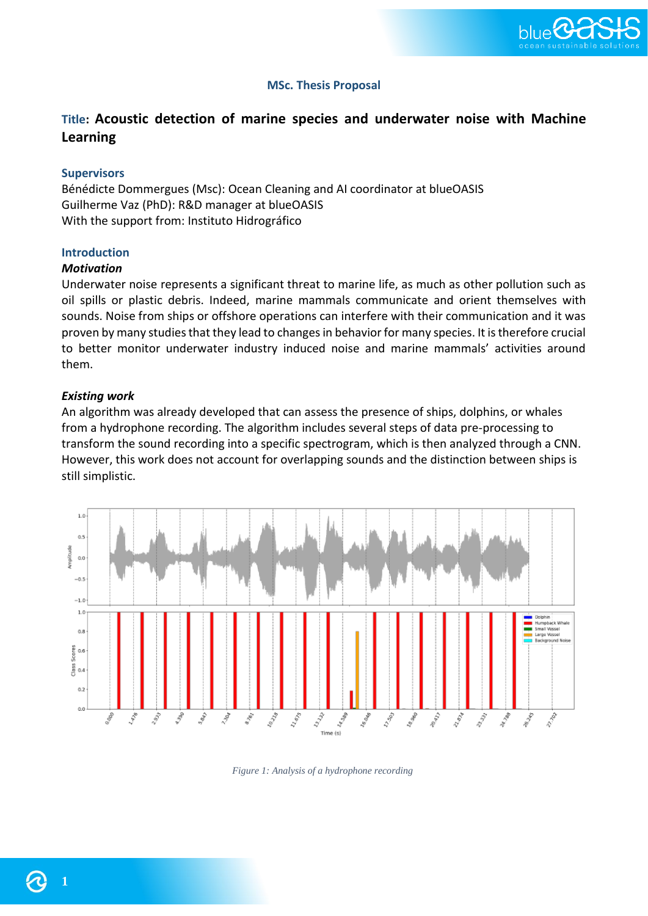**MSc. Thesis Proposal**

# Title: Acoustic detection of marine species and underwater noise with Machine Learning

## Supervisors

Bénédicte Dommergues (Msc): Ocean Cleaning and AI coordinator at blueOASIS
Guilherme Vaz (PhD): R&D manager at blueOASIS
With the support from: Instituto Hidrográfico

## Introduction

### *Motivation*

Underwater noise represents a significant threat to marine life, as much as other pollution such as oil spills or plastic debris. Indeed, marine mammals communicate and orient themselves with sounds. Noise from ships or offshore operations can interfere with their communication and it was proven by many studies that they lead to changes in behavior for many species. It is therefore crucial to better monitor underwater industry induced noise and marine mammals' activities around them.

### *Existing work*

An algorithm was already developed that can assess the presence of ships, dolphins, or whales from a hydrophone recording. The algorithm includes several steps of data pre-processing to transform the sound recording into a specific spectrogram, which is then analyzed through a CNN. However, this work does not account for overlapping sounds and the distinction between ships is still simplistic.

*Figure 1: Analysis of a hydrophone recording*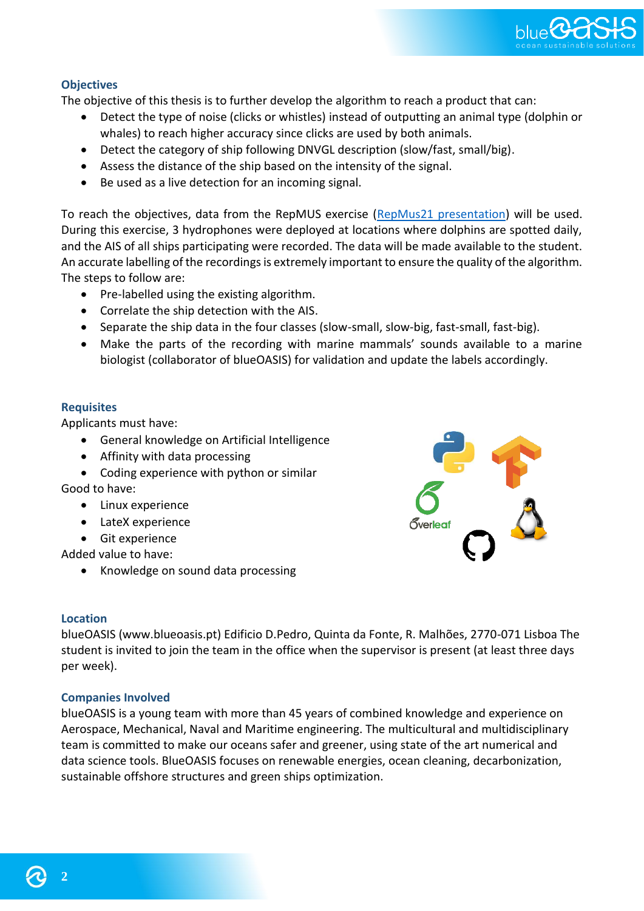## Objectives

The objective of this thesis is to further develop the algorithm to reach a product that can:

- Detect the type of noise (clicks or whistles) instead of outputting an animal type (dolphin or whales) to reach higher accuracy since clicks are used by both animals.
- Detect the category of ship following DNVGL description (slow/fast, small/big).
- Assess the distance of the ship based on the intensity of the signal.
- Be used as a live detection for an incoming signal.

To reach the objectives, data from the RepMUS exercise (RepMus21 presentation) will be used. During this exercise, 3 hydrophones were deployed at locations where dolphins are spotted daily, and the AIS of all ships participating were recorded. The data will be made available to the student. An accurate labelling of the recordings is extremely important to ensure the quality of the algorithm. The steps to follow are:

- Pre-labelled using the existing algorithm.
- Correlate the ship detection with the AIS.
- Separate the ship data in the four classes (slow-small, slow-big, fast-small, fast-big).
- Make the parts of the recording with marine mammals' sounds available to a marine biologist (collaborator of blueOASIS) for validation and update the labels accordingly.

## Requisites

Applicants must have:

- General knowledge on Artificial Intelligence
- Affinity with data processing
- Coding experience with python or similar

Good to have:

- Linux experience
- LateX experience
- Git experience

Added value to have:

- Knowledge on sound data processing

## Location

blueOASIS (www.blueoasis.pt) Edificio D.Pedro, Quinta da Fonte, R. Malhões, 2770-071 Lisboa The student is invited to join the team in the office when the supervisor is present (at least three days per week).

## Companies Involved

blueOASIS is a young team with more than 45 years of combined knowledge and experience on Aerospace, Mechanical, Naval and Maritime engineering. The multicultural and multidisciplinary team is committed to make our oceans safer and greener, using state of the art numerical and data science tools. BlueOASIS focuses on renewable energies, ocean cleaning, decarbonization, sustainable offshore structures and green ships optimization.